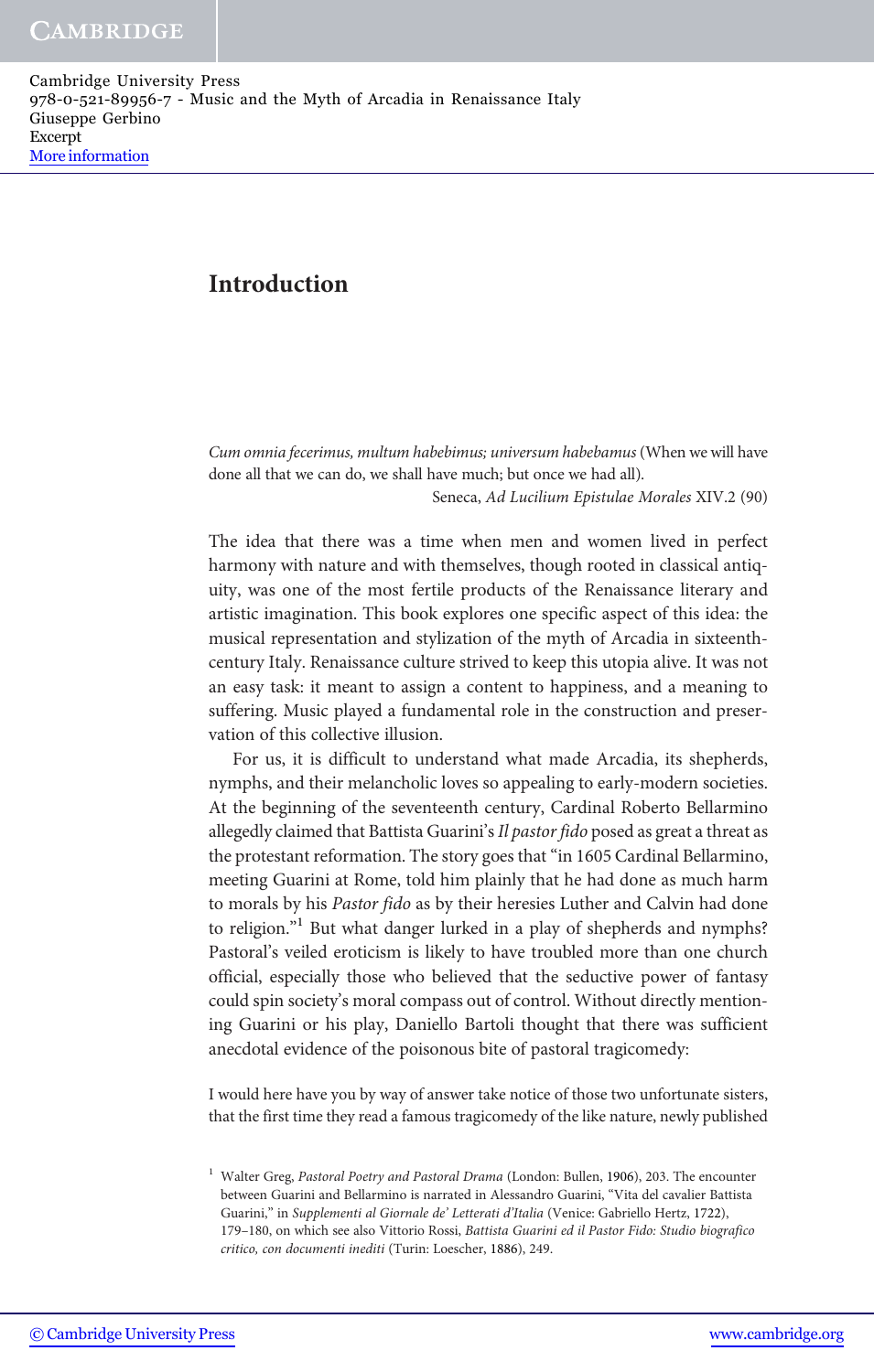# Introduction

*Cum omnia fecerimus, multum habebimus; universum habebamus* (When we will have done all that we can do, we shall have much; but once we had all).

Seneca, *Ad Lucilium Epistulae Morales* XIV.2 (90)

The idea that there was a time when men and women lived in perfect harmony with nature and with themselves, though rooted in classical antiquity, was one of the most fertile products of the Renaissance literary and artistic imagination. This book explores one specific aspect of this idea: the musical representation and stylization of the myth of Arcadia in sixteenth-century Italy. Renaissance culture strived to keep this utopia alive. It was not an easy task: it meant to assign a content to happiness, and a meaning to suffering. Music played a fundamental role in the construction and preservation of this collective illusion.

For us, it is difficult to understand what made Arcadia, its shepherds, nymphs, and their melancholic loves so appealing to early-modern societies. At the beginning of the seventeenth century, Cardinal Roberto Bellarmino allegedly claimed that Battista Guarini's *Il pastor fido* posed as great a threat as the protestant reformation. The story goes that "in 1605 Cardinal Bellarmino, meeting Guarini at Rome, told him plainly that he had done as much harm to morals by his *Pastor fido* as by their heresies Luther and Calvin had done to religion."[1] But what danger lurked in a play of shepherds and nymphs? Pastoral's veiled eroticism is likely to have troubled more than one church official, especially those who believed that the seductive power of fantasy could spin society's moral compass out of control. Without directly mentioning Guarini or his play, Daniello Bartoli thought that there was sufficient anecdotal evidence of the poisonous bite of pastoral tragicomedy:

I would here have you by way of answer take notice of those two unfortunate sisters, that the first time they read a famous tragicomedy of the like nature, newly published

[1] Walter Greg, *Pastoral Poetry and Pastoral Drama* (London: Bullen, 1906), 203. The encounter between Guarini and Bellarmino is narrated in Alessandro Guarini, "Vita del cavalier Battista Guarini," in *Supplementi al Giornale de' Letterati d'Italia* (Venice: Gabriello Hertz, 1722), 179–180, on which see also Vittorio Rossi, *Battista Guarini ed il Pastor Fido: Studio biografico critico, con documenti inediti* (Turin: Loescher, 1886), 249.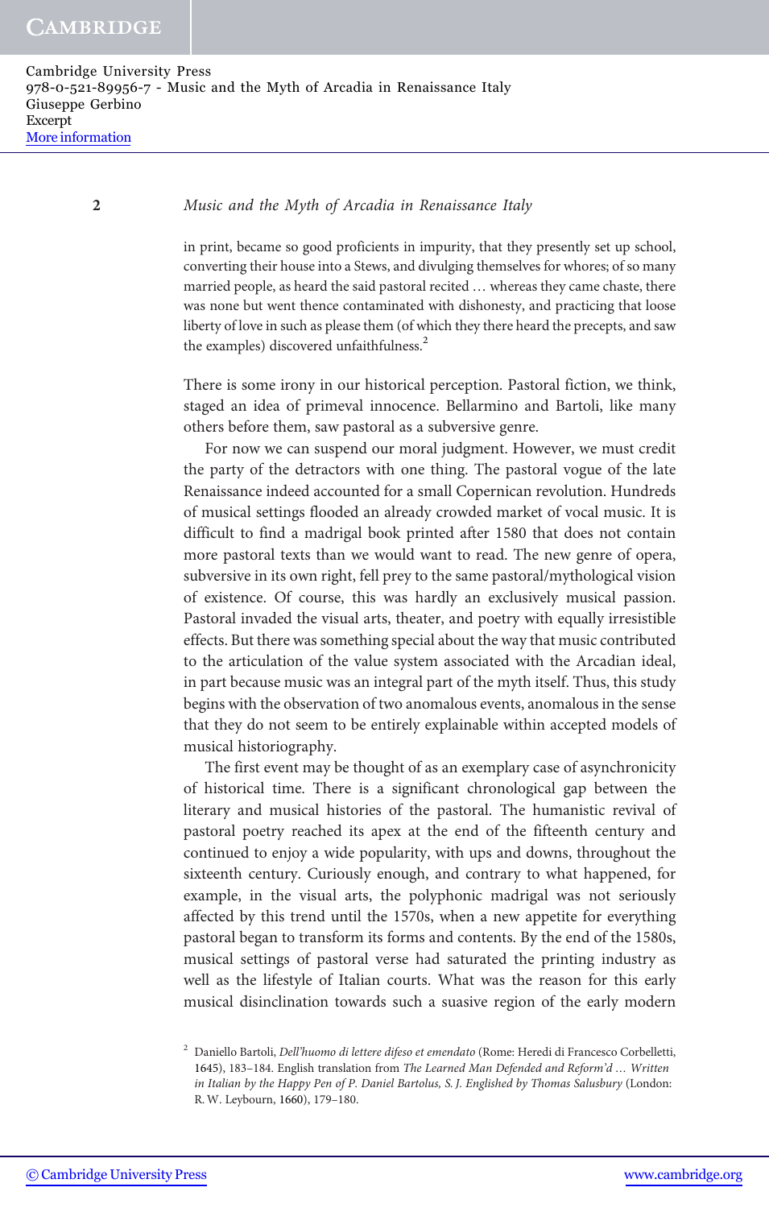in print, became so good proficients in impurity, that they presently set up school, converting their house into a Stews, and divulging themselves for whores; of so many married people, as heard the said pastoral recited … whereas they came chaste, there was none but went thence contaminated with dishonesty, and practicing that loose liberty of love in such as please them (of which they there heard the precepts, and saw the examples) discovered unfaithfulness.[2]

There is some irony in our historical perception. Pastoral fiction, we think, staged an idea of primeval innocence. Bellarmino and Bartoli, like many others before them, saw pastoral as a subversive genre.

For now we can suspend our moral judgment. However, we must credit the party of the detractors with one thing. The pastoral vogue of the late Renaissance indeed accounted for a small Copernican revolution. Hundreds of musical settings flooded an already crowded market of vocal music. It is difficult to find a madrigal book printed after 1580 that does not contain more pastoral texts than we would want to read. The new genre of opera, subversive in its own right, fell prey to the same pastoral/mythological vision of existence. Of course, this was hardly an exclusively musical passion. Pastoral invaded the visual arts, theater, and poetry with equally irresistible effects. But there was something special about the way that music contributed to the articulation of the value system associated with the Arcadian ideal, in part because music was an integral part of the myth itself. Thus, this study begins with the observation of two anomalous events, anomalous in the sense that they do not seem to be entirely explainable within accepted models of musical historiography.

The first event may be thought of as an exemplary case of asynchronicity of historical time. There is a significant chronological gap between the literary and musical histories of the pastoral. The humanistic revival of pastoral poetry reached its apex at the end of the fifteenth century and continued to enjoy a wide popularity, with ups and downs, throughout the sixteenth century. Curiously enough, and contrary to what happened, for example, in the visual arts, the polyphonic madrigal was not seriously affected by this trend until the 1570s, when a new appetite for everything pastoral began to transform its forms and contents. By the end of the 1580s, musical settings of pastoral verse had saturated the printing industry as well as the lifestyle of Italian courts. What was the reason for this early musical disinclination towards such a suasive region of the early modern

[2] Daniello Bartoli, *Dell'huomo di lettere difeso et emendato* (Rome: Heredi di Francesco Corbelletti, 1645), 183–184. English translation from *The Learned Man Defended and Reform'd … Written in Italian by the Happy Pen of P. Daniel Bartolus, S. J. Englished by Thomas Salusbury* (London: R. W. Leybourn, 1660), 179–180.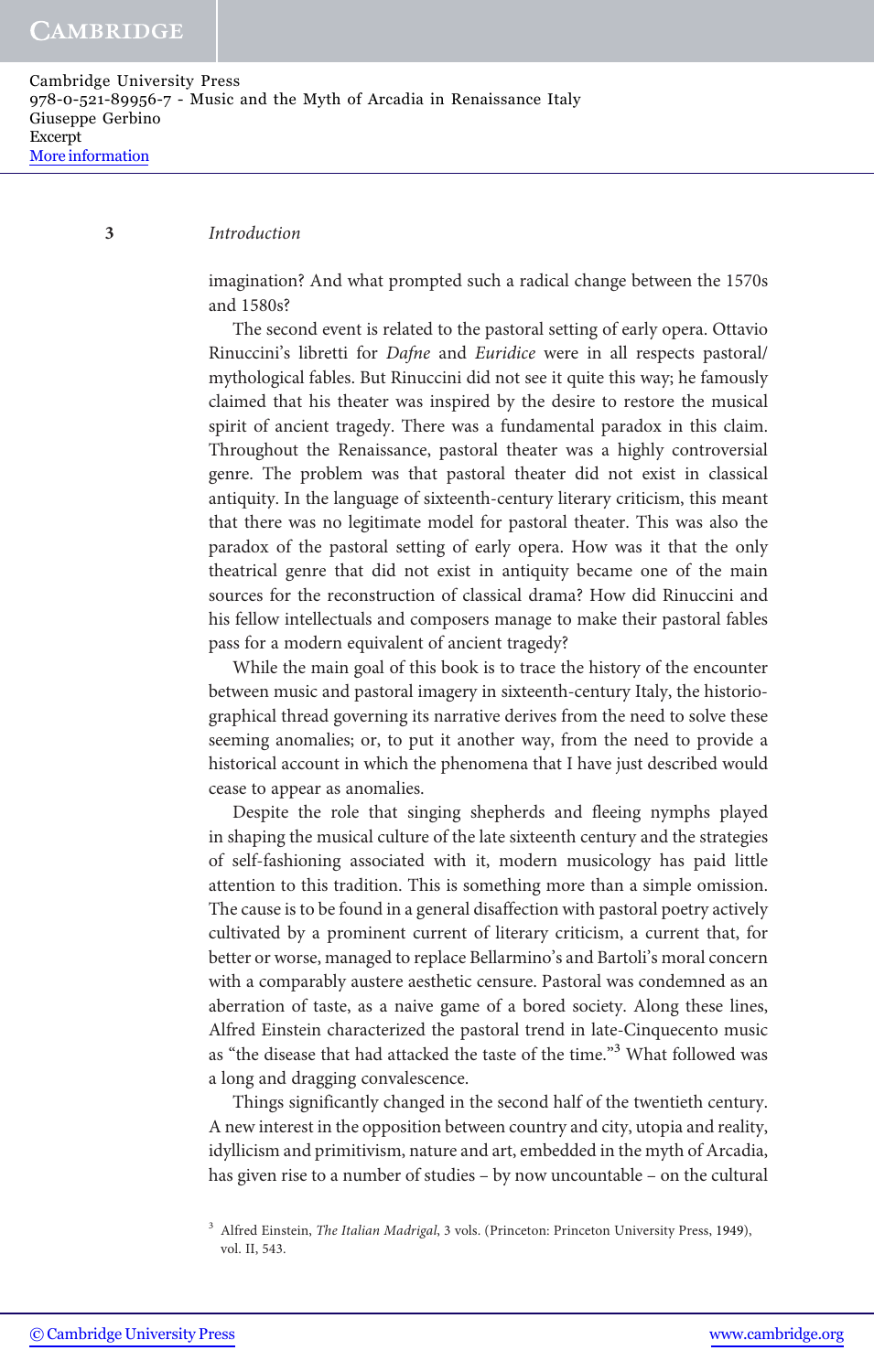imagination? And what prompted such a radical change between the 1570s and 1580s?

The second event is related to the pastoral setting of early opera. Ottavio Rinuccini's libretti for *Dafne* and *Euridice* were in all respects pastoral/mythological fables. But Rinuccini did not see it quite this way; he famously claimed that his theater was inspired by the desire to restore the musical spirit of ancient tragedy. There was a fundamental paradox in this claim. Throughout the Renaissance, pastoral theater was a highly controversial genre. The problem was that pastoral theater did not exist in classical antiquity. In the language of sixteenth-century literary criticism, this meant that there was no legitimate model for pastoral theater. This was also the paradox of the pastoral setting of early opera. How was it that the only theatrical genre that did not exist in antiquity became one of the main sources for the reconstruction of classical drama? How did Rinuccini and his fellow intellectuals and composers manage to make their pastoral fables pass for a modern equivalent of ancient tragedy?

While the main goal of this book is to trace the history of the encounter between music and pastoral imagery in sixteenth-century Italy, the historiographical thread governing its narrative derives from the need to solve these seeming anomalies; or, to put it another way, from the need to provide a historical account in which the phenomena that I have just described would cease to appear as anomalies.

Despite the role that singing shepherds and fleeing nymphs played in shaping the musical culture of the late sixteenth century and the strategies of self-fashioning associated with it, modern musicology has paid little attention to this tradition. This is something more than a simple omission. The cause is to be found in a general disaffection with pastoral poetry actively cultivated by a prominent current of literary criticism, a current that, for better or worse, managed to replace Bellarmino's and Bartoli's moral concern with a comparably austere aesthetic censure. Pastoral was condemned as an aberration of taste, as a naive game of a bored society. Along these lines, Alfred Einstein characterized the pastoral trend in late-Cinquecento music as "the disease that had attacked the taste of the time."[3] What followed was a long and dragging convalescence.

Things significantly changed in the second half of the twentieth century. A new interest in the opposition between country and city, utopia and reality, idyllicism and primitivism, nature and art, embedded in the myth of Arcadia, has given rise to a number of studies – by now uncountable – on the cultural

[3] Alfred Einstein, *The Italian Madrigal*, 3 vols. (Princeton: Princeton University Press, 1949), vol. II, 543.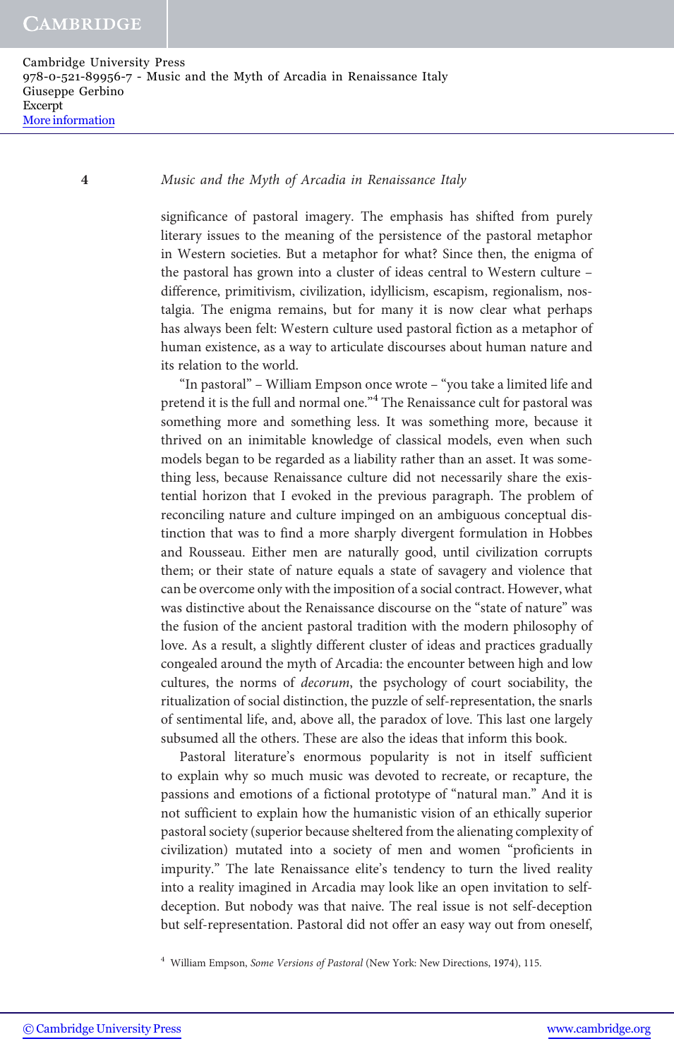significance of pastoral imagery. The emphasis has shifted from purely literary issues to the meaning of the persistence of the pastoral metaphor in Western societies. But a metaphor for what? Since then, the enigma of the pastoral has grown into a cluster of ideas central to Western culture – difference, primitivism, civilization, idyllicism, escapism, regionalism, nostalgia. The enigma remains, but for many it is now clear what perhaps has always been felt: Western culture used pastoral fiction as a metaphor of human existence, as a way to articulate discourses about human nature and its relation to the world.

"In pastoral" – William Empson once wrote – "you take a limited life and pretend it is the full and normal one."[4] The Renaissance cult for pastoral was something more and something less. It was something more, because it thrived on an inimitable knowledge of classical models, even when such models began to be regarded as a liability rather than an asset. It was something less, because Renaissance culture did not necessarily share the existential horizon that I evoked in the previous paragraph. The problem of reconciling nature and culture impinged on an ambiguous conceptual distinction that was to find a more sharply divergent formulation in Hobbes and Rousseau. Either men are naturally good, until civilization corrupts them; or their state of nature equals a state of savagery and violence that can be overcome only with the imposition of a social contract. However, what was distinctive about the Renaissance discourse on the "state of nature" was the fusion of the ancient pastoral tradition with the modern philosophy of love. As a result, a slightly different cluster of ideas and practices gradually congealed around the myth of Arcadia: the encounter between high and low cultures, the norms of *decorum*, the psychology of court sociability, the ritualization of social distinction, the puzzle of self-representation, the snarls of sentimental life, and, above all, the paradox of love. This last one largely subsumed all the others. These are also the ideas that inform this book.

Pastoral literature's enormous popularity is not in itself sufficient to explain why so much music was devoted to recreate, or recapture, the passions and emotions of a fictional prototype of "natural man." And it is not sufficient to explain how the humanistic vision of an ethically superior pastoral society (superior because sheltered from the alienating complexity of civilization) mutated into a society of men and women "proficients in impurity." The late Renaissance elite's tendency to turn the lived reality into a reality imagined in Arcadia may look like an open invitation to self-deception. But nobody was that naive. The real issue is not self-deception but self-representation. Pastoral did not offer an easy way out from oneself,

[4] William Empson, *Some Versions of Pastoral* (New York: New Directions, 1974), 115.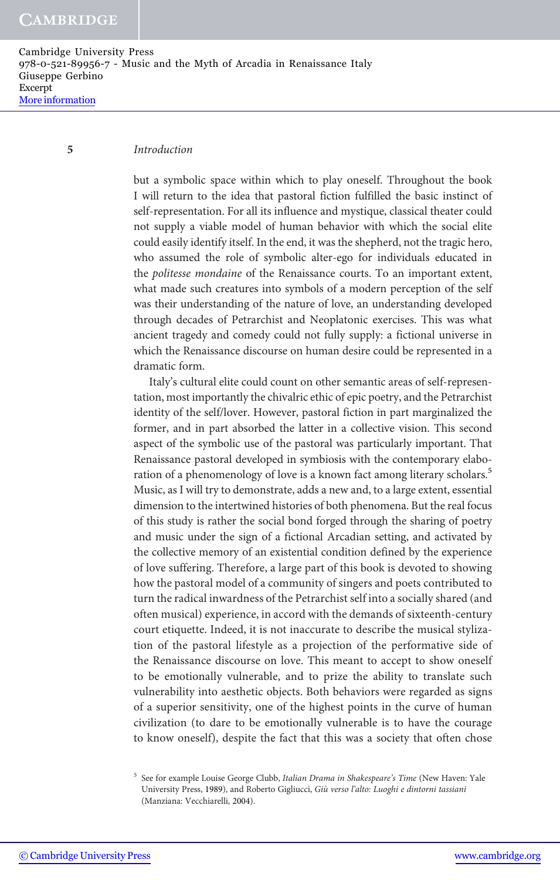but a symbolic space within which to play oneself. Throughout the book I will return to the idea that pastoral fiction fulfilled the basic instinct of self-representation. For all its influence and mystique, classical theater could not supply a viable model of human behavior with which the social elite could easily identify itself. In the end, it was the shepherd, not the tragic hero, who assumed the role of symbolic alter-ego for individuals educated in the *politesse mondaine* of the Renaissance courts. To an important extent, what made such creatures into symbols of a modern perception of the self was their understanding of the nature of love, an understanding developed through decades of Petrarchist and Neoplatonic exercises. This was what ancient tragedy and comedy could not fully supply: a fictional universe in which the Renaissance discourse on human desire could be represented in a dramatic form.

Italy's cultural elite could count on other semantic areas of self-representation, most importantly the chivalric ethic of epic poetry, and the Petrarchist identity of the self/lover. However, pastoral fiction in part marginalized the former, and in part absorbed the latter in a collective vision. This second aspect of the symbolic use of the pastoral was particularly important. That Renaissance pastoral developed in symbiosis with the contemporary elaboration of a phenomenology of love is a known fact among literary scholars.[5] Music, as I will try to demonstrate, adds a new and, to a large extent, essential dimension to the intertwined histories of both phenomena. But the real focus of this study is rather the social bond forged through the sharing of poetry and music under the sign of a fictional Arcadian setting, and activated by the collective memory of an existential condition defined by the experience of love suffering. Therefore, a large part of this book is devoted to showing how the pastoral model of a community of singers and poets contributed to turn the radical inwardness of the Petrarchist self into a socially shared (and often musical) experience, in accord with the demands of sixteenth-century court etiquette. Indeed, it is not inaccurate to describe the musical stylization of the pastoral lifestyle as a projection of the performative side of the Renaissance discourse on love. This meant to accept to show oneself to be emotionally vulnerable, and to prize the ability to translate such vulnerability into aesthetic objects. Both behaviors were regarded as signs of a superior sensitivity, one of the highest points in the curve of human civilization (to dare to be emotionally vulnerable is to have the courage to know oneself), despite the fact that this was a society that often chose

[5] See for example Louise George Clubb, *Italian Drama in Shakespeare's Time* (New Haven: Yale University Press, 1989), and Roberto Gigliucci, *Giù verso l'alto: Luoghi e dintorni tassiani* (Manziana: Vecchiarelli, 2004).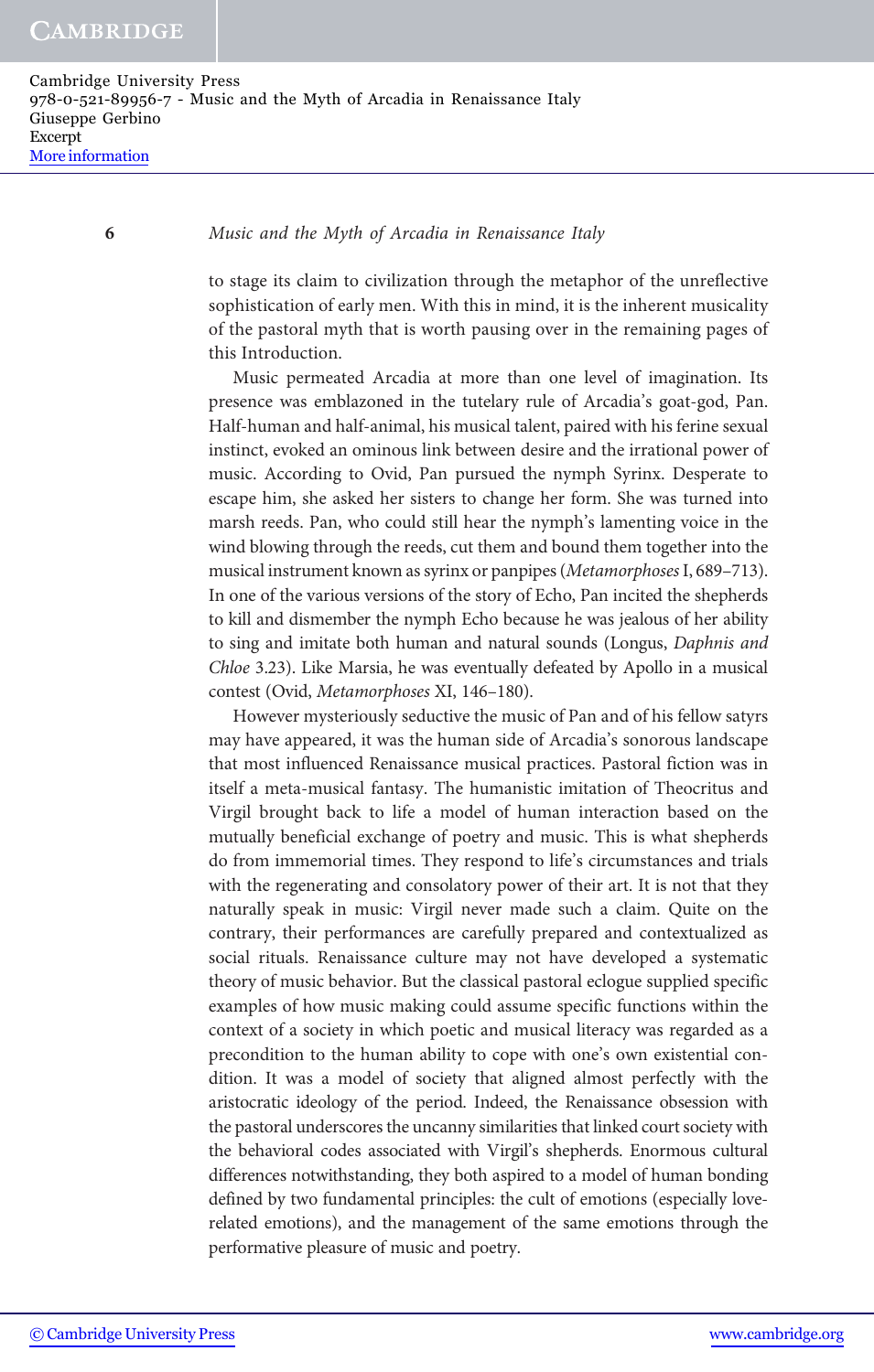to stage its claim to civilization through the metaphor of the unreflective sophistication of early men. With this in mind, it is the inherent musicality of the pastoral myth that is worth pausing over in the remaining pages of this Introduction.

Music permeated Arcadia at more than one level of imagination. Its presence was emblazoned in the tutelary rule of Arcadia's goat-god, Pan. Half-human and half-animal, his musical talent, paired with his ferine sexual instinct, evoked an ominous link between desire and the irrational power of music. According to Ovid, Pan pursued the nymph Syrinx. Desperate to escape him, she asked her sisters to change her form. She was turned into marsh reeds. Pan, who could still hear the nymph's lamenting voice in the wind blowing through the reeds, cut them and bound them together into the musical instrument known as syrinx or panpipes (*Metamorphoses* I, 689–713). In one of the various versions of the story of Echo, Pan incited the shepherds to kill and dismember the nymph Echo because he was jealous of her ability to sing and imitate both human and natural sounds (Longus, *Daphnis and Chloe* 3.23). Like Marsia, he was eventually defeated by Apollo in a musical contest (Ovid, *Metamorphoses* XI, 146–180).

However mysteriously seductive the music of Pan and of his fellow satyrs may have appeared, it was the human side of Arcadia's sonorous landscape that most influenced Renaissance musical practices. Pastoral fiction was in itself a meta-musical fantasy. The humanistic imitation of Theocritus and Virgil brought back to life a model of human interaction based on the mutually beneficial exchange of poetry and music. This is what shepherds do from immemorial times. They respond to life's circumstances and trials with the regenerating and consolatory power of their art. It is not that they naturally speak in music: Virgil never made such a claim. Quite on the contrary, their performances are carefully prepared and contextualized as social rituals. Renaissance culture may not have developed a systematic theory of music behavior. But the classical pastoral eclogue supplied specific examples of how music making could assume specific functions within the context of a society in which poetic and musical literacy was regarded as a precondition to the human ability to cope with one's own existential condition. It was a model of society that aligned almost perfectly with the aristocratic ideology of the period. Indeed, the Renaissance obsession with the pastoral underscores the uncanny similarities that linked court society with the behavioral codes associated with Virgil's shepherds. Enormous cultural differences notwithstanding, they both aspired to a model of human bonding defined by two fundamental principles: the cult of emotions (especially love-related emotions), and the management of the same emotions through the performative pleasure of music and poetry.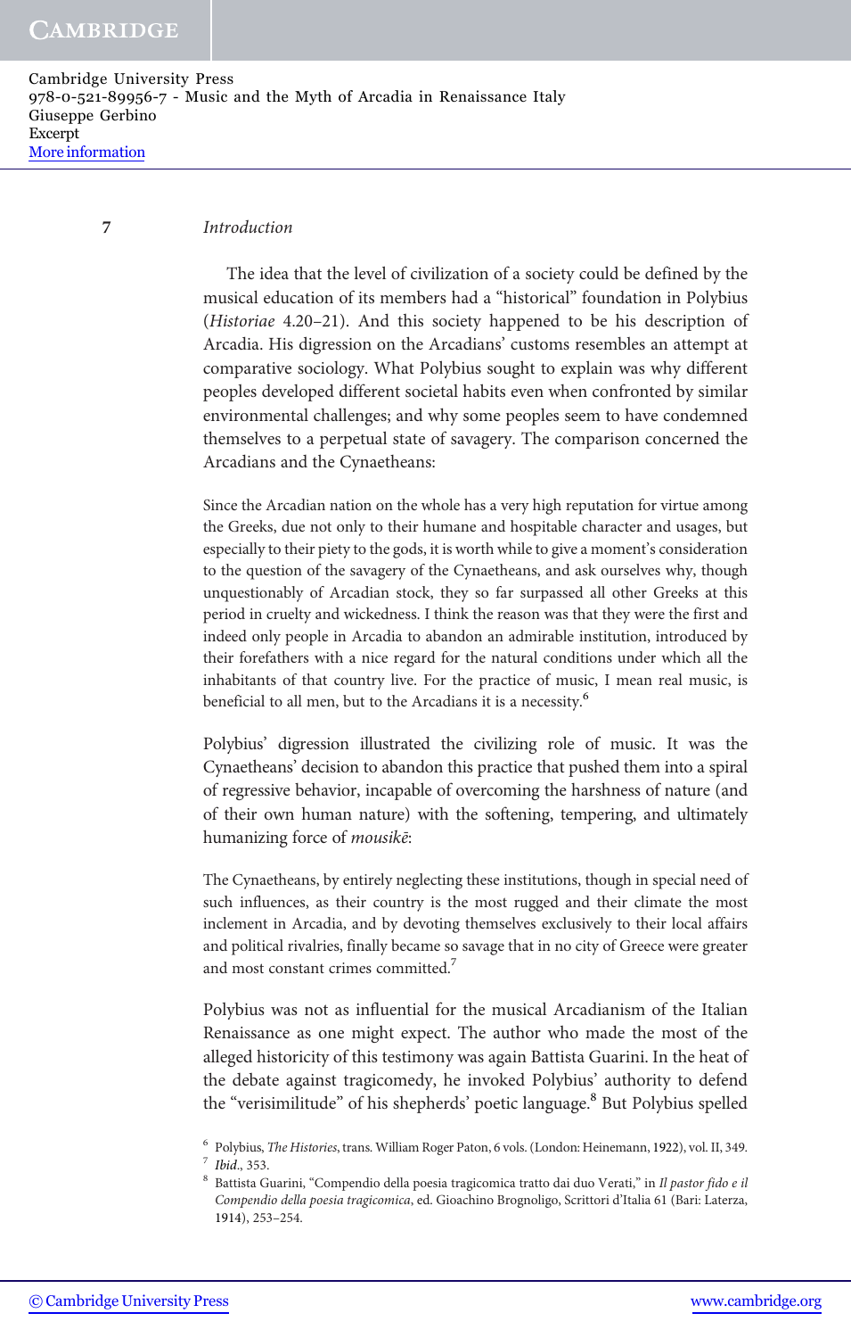The idea that the level of civilization of a society could be defined by the musical education of its members had a "historical" foundation in Polybius (*Historiae* 4.20–21). And this society happened to be his description of Arcadia. His digression on the Arcadians' customs resembles an attempt at comparative sociology. What Polybius sought to explain was why different peoples developed different societal habits even when confronted by similar environmental challenges; and why some peoples seem to have condemned themselves to a perpetual state of savagery. The comparison concerned the Arcadians and the Cynaetheans:

> Since the Arcadian nation on the whole has a very high reputation for virtue among the Greeks, due not only to their humane and hospitable character and usages, but especially to their piety to the gods, it is worth while to give a moment's consideration to the question of the savagery of the Cynaetheans, and ask ourselves why, though unquestionably of Arcadian stock, they so far surpassed all other Greeks at this period in cruelty and wickedness. I think the reason was that they were the first and indeed only people in Arcadia to abandon an admirable institution, introduced by their forefathers with a nice regard for the natural conditions under which all the inhabitants of that country live. For the practice of music, I mean real music, is beneficial to all men, but to the Arcadians it is a necessity.[6]

Polybius' digression illustrated the civilizing role of music. It was the Cynaetheans' decision to abandon this practice that pushed them into a spiral of regressive behavior, incapable of overcoming the harshness of nature (and of their own human nature) with the softening, tempering, and ultimately humanizing force of *mousikē*:

> The Cynaetheans, by entirely neglecting these institutions, though in special need of such influences, as their country is the most rugged and their climate the most inclement in Arcadia, and by devoting themselves exclusively to their local affairs and political rivalries, finally became so savage that in no city of Greece were greater and most constant crimes committed.[7]

Polybius was not as influential for the musical Arcadianism of the Italian Renaissance as one might expect. The author who made the most of the alleged historicity of this testimony was again Battista Guarini. In the heat of the debate against tragicomedy, he invoked Polybius' authority to defend the "verisimilitude" of his shepherds' poetic language.[8] But Polybius spelled

---

[6] Polybius, *The Histories*, trans. William Roger Paton, 6 vols. (London: Heinemann, 1922), vol. II, 349.

[7] *Ibid*., 353.

[8] Battista Guarini, "Compendio della poesia tragicomica tratto dai duo Verati," in *Il pastor fido e il Compendio della poesia tragicomica*, ed. Gioachino Brognoligo, Scrittori d'Italia 61 (Bari: Laterza, 1914), 253–254.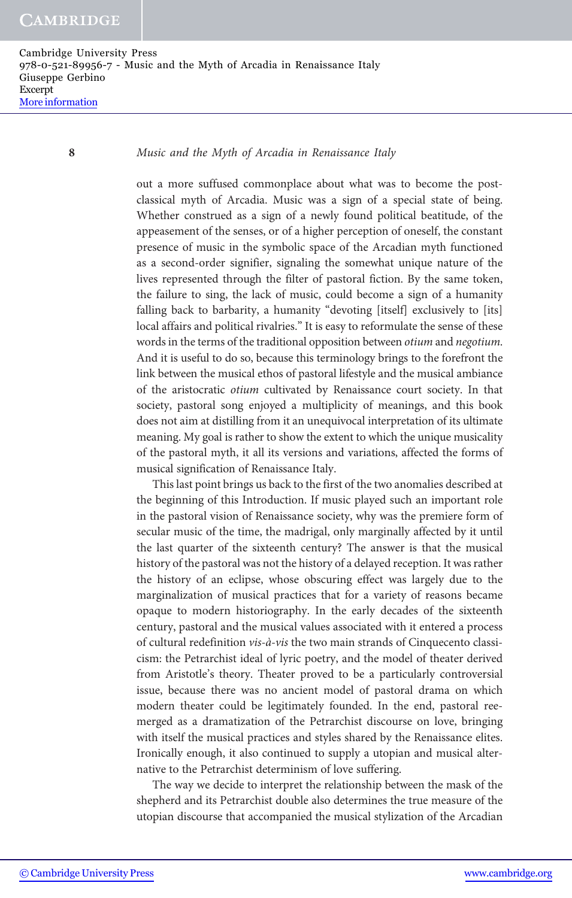out a more suffused commonplace about what was to become the post-classical myth of Arcadia. Music was a sign of a special state of being. Whether construed as a sign of a newly found political beatitude, of the appeasement of the senses, or of a higher perception of oneself, the constant presence of music in the symbolic space of the Arcadian myth functioned as a second-order signifier, signaling the somewhat unique nature of the lives represented through the filter of pastoral fiction. By the same token, the failure to sing, the lack of music, could become a sign of a humanity falling back to barbarity, a humanity "devoting [itself] exclusively to [its] local affairs and political rivalries." It is easy to reformulate the sense of these words in the terms of the traditional opposition between *otium* and *negotium*. And it is useful to do so, because this terminology brings to the forefront the link between the musical ethos of pastoral lifestyle and the musical ambiance of the aristocratic *otium* cultivated by Renaissance court society. In that society, pastoral song enjoyed a multiplicity of meanings, and this book does not aim at distilling from it an unequivocal interpretation of its ultimate meaning. My goal is rather to show the extent to which the unique musicality of the pastoral myth, it all its versions and variations, affected the forms of musical signification of Renaissance Italy.

This last point brings us back to the first of the two anomalies described at the beginning of this Introduction. If music played such an important role in the pastoral vision of Renaissance society, why was the premiere form of secular music of the time, the madrigal, only marginally affected by it until the last quarter of the sixteenth century? The answer is that the musical history of the pastoral was not the history of a delayed reception. It was rather the history of an eclipse, whose obscuring effect was largely due to the marginalization of musical practices that for a variety of reasons became opaque to modern historiography. In the early decades of the sixteenth century, pastoral and the musical values associated with it entered a process of cultural redefinition *vis-à-vis* the two main strands of Cinquecento classicism: the Petrarchist ideal of lyric poetry, and the model of theater derived from Aristotle's theory. Theater proved to be a particularly controversial issue, because there was no ancient model of pastoral drama on which modern theater could be legitimately founded. In the end, pastoral reemerged as a dramatization of the Petrarchist discourse on love, bringing with itself the musical practices and styles shared by the Renaissance elites. Ironically enough, it also continued to supply a utopian and musical alternative to the Petrarchist determinism of love suffering.

The way we decide to interpret the relationship between the mask of the shepherd and its Petrarchist double also determines the true measure of the utopian discourse that accompanied the musical stylization of the Arcadian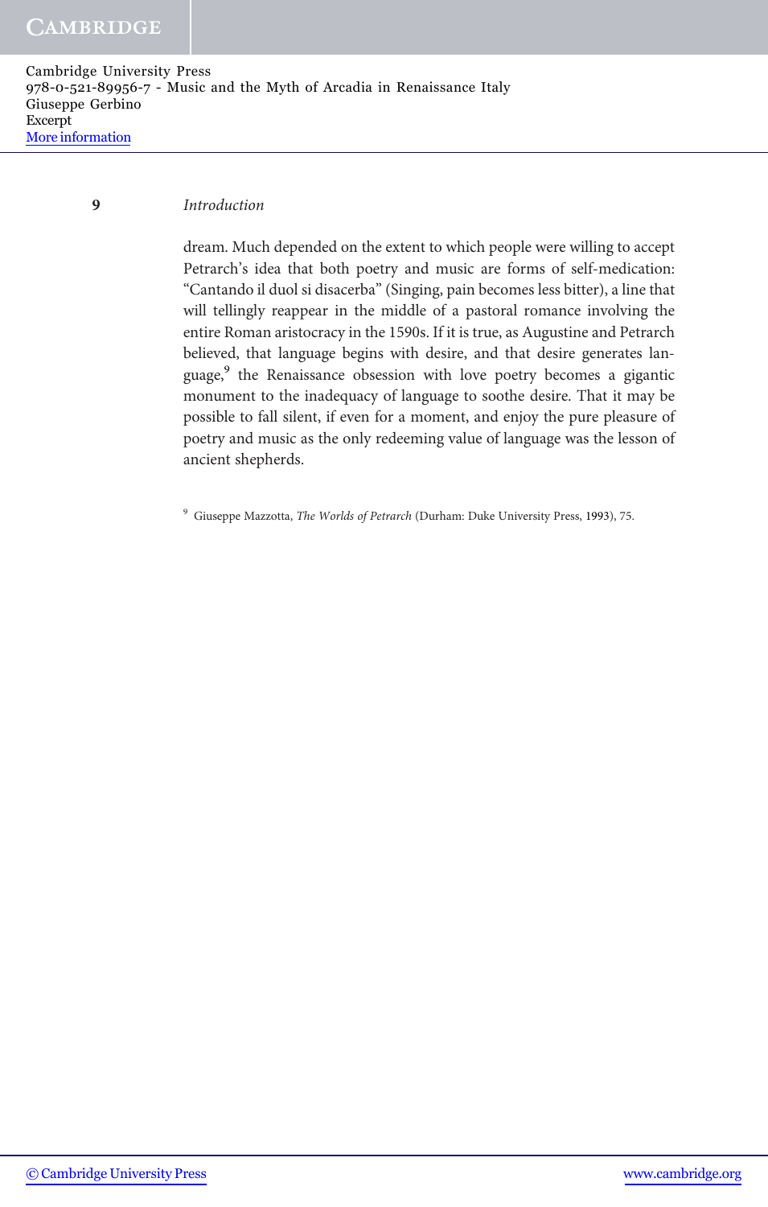dream. Much depended on the extent to which people were willing to accept Petrarch's idea that both poetry and music are forms of self-medication: "Cantando il duol si disacerba" (Singing, pain becomes less bitter), a line that will tellingly reappear in the middle of a pastoral romance involving the entire Roman aristocracy in the 1590s. If it is true, as Augustine and Petrarch believed, that language begins with desire, and that desire generates language,[9] the Renaissance obsession with love poetry becomes a gigantic monument to the inadequacy of language to soothe desire. That it may be possible to fall silent, if even for a moment, and enjoy the pure pleasure of poetry and music as the only redeeming value of language was the lesson of ancient shepherds.

[9] Giuseppe Mazzotta, *The Worlds of Petrarch* (Durham: Duke University Press, 1993), 75.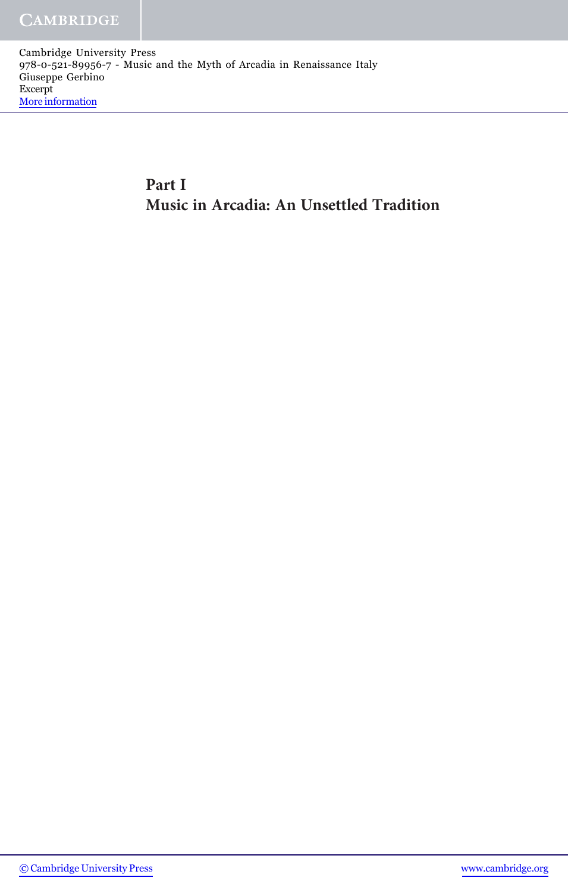# Part I
# Music in Arcadia: An Unsettled Tradition